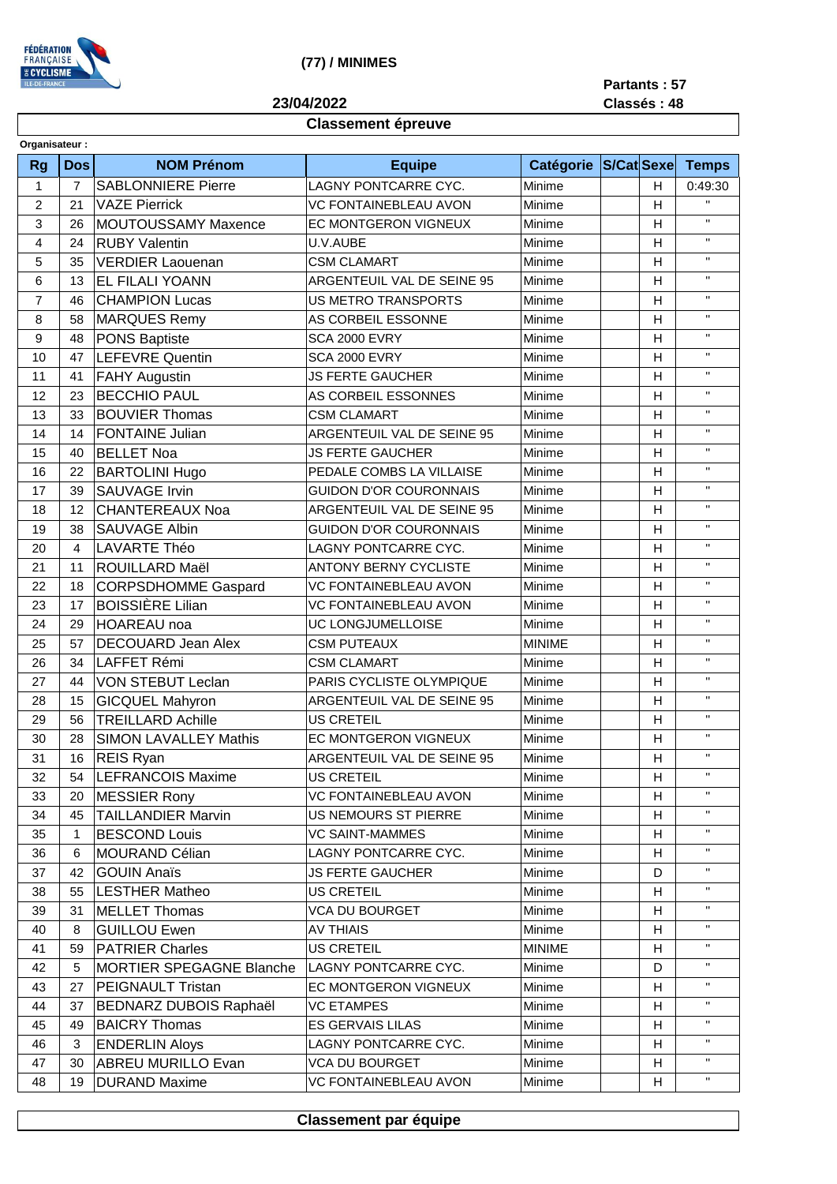**(77) / MINIMES**

**Partants : 57**

**23/04/2022**

**Classés : 48**

## Classement épreuve

**Organisateur :**

| Rg | Dos | NOM Prénom | Equipe | Catégorie | S/Cat | Sexe | Temps |
|---|---|---|---|---|---|---|---|
| 1 | 7 | SABLONNIERE Pierre | LAGNY PONTCARRE CYC. | Minime | | H | 0:49:30 |
| 2 | 21 | VAZE Pierrick | VC FONTAINEBLEAU AVON | Minime | | H | " |
| 3 | 26 | MOUTOUSSAMY Maxence | EC MONTGERON VIGNEUX | Minime | | H | " |
| 4 | 24 | RUBY Valentin | U.V.AUBE | Minime | | H | " |
| 5 | 35 | VERDIER Laouenan | CSM CLAMART | Minime | | H | " |
| 6 | 13 | EL FILALI YOANN | ARGENTEUIL VAL DE SEINE 95 | Minime | | H | " |
| 7 | 46 | CHAMPION Lucas | US METRO TRANSPORTS | Minime | | H | " |
| 8 | 58 | MARQUES Remy | AS CORBEIL ESSONNE | Minime | | H | " |
| 9 | 48 | PONS Baptiste | SCA 2000 EVRY | Minime | | H | " |
| 10 | 47 | LEFEVRE Quentin | SCA 2000 EVRY | Minime | | H | " |
| 11 | 41 | FAHY Augustin | JS FERTE GAUCHER | Minime | | H | " |
| 12 | 23 | BECCHIO PAUL | AS CORBEIL ESSONNES | Minime | | H | " |
| 13 | 33 | BOUVIER Thomas | CSM CLAMART | Minime | | H | " |
| 14 | 14 | FONTAINE Julian | ARGENTEUIL VAL DE SEINE 95 | Minime | | H | " |
| 15 | 40 | BELLET Noa | JS FERTE GAUCHER | Minime | | H | " |
| 16 | 22 | BARTOLINI Hugo | PEDALE COMBS LA VILLAISE | Minime | | H | " |
| 17 | 39 | SAUVAGE Irvin | GUIDON D'OR COURONNAIS | Minime | | H | " |
| 18 | 12 | CHANTEREAUX Noa | ARGENTEUIL VAL DE SEINE 95 | Minime | | H | " |
| 19 | 38 | SAUVAGE Albin | GUIDON D'OR COURONNAIS | Minime | | H | " |
| 20 | 4 | LAVARTE Théo | LAGNY PONTCARRE CYC. | Minime | | H | " |
| 21 | 11 | ROUILLARD Maël | ANTONY BERNY CYCLISTE | Minime | | H | " |
| 22 | 18 | CORPSDHOMME Gaspard | VC FONTAINEBLEAU AVON | Minime | | H | " |
| 23 | 17 | BOISSIÈRE Lilian | VC FONTAINEBLEAU AVON | Minime | | H | " |
| 24 | 29 | HOAREAU noa | UC LONGJUMELLOISE | Minime | | H | " |
| 25 | 57 | DECOUARD Jean Alex | CSM PUTEAUX | MINIME | | H | " |
| 26 | 34 | LAFFET Rémi | CSM CLAMART | Minime | | H | " |
| 27 | 44 | VON STEBUT Leclan | PARIS CYCLISTE OLYMPIQUE | Minime | | H | " |
| 28 | 15 | GICQUEL Mahyron | ARGENTEUIL VAL DE SEINE 95 | Minime | | H | " |
| 29 | 56 | TREILLARD Achille | US CRETEIL | Minime | | H | " |
| 30 | 28 | SIMON LAVALLEY Mathis | EC MONTGERON VIGNEUX | Minime | | H | " |
| 31 | 16 | REIS Ryan | ARGENTEUIL VAL DE SEINE 95 | Minime | | H | " |
| 32 | 54 | LEFRANCOIS Maxime | US CRETEIL | Minime | | H | " |
| 33 | 20 | MESSIER Rony | VC FONTAINEBLEAU AVON | Minime | | H | " |
| 34 | 45 | TAILLANDIER Marvin | US NEMOURS ST PIERRE | Minime | | H | " |
| 35 | 1 | BESCOND Louis | VC SAINT-MAMMES | Minime | | H | " |
| 36 | 6 | MOURAND Célian | LAGNY PONTCARRE CYC. | Minime | | H | " |
| 37 | 42 | GOUIN Anaïs | JS FERTE GAUCHER | Minime | | D | " |
| 38 | 55 | LESTHER Matheo | US CRETEIL | Minime | | H | " |
| 39 | 31 | MELLET Thomas | VCA DU BOURGET | Minime | | H | " |
| 40 | 8 | GUILLOU Ewen | AV THIAIS | Minime | | H | " |
| 41 | 59 | PATRIER Charles | US CRETEIL | MINIME | | H | " |
| 42 | 5 | MORTIER SPEGAGNE Blanche | LAGNY PONTCARRE CYC. | Minime | | D | " |
| 43 | 27 | PEIGNAULT Tristan | EC MONTGERON VIGNEUX | Minime | | H | " |
| 44 | 37 | BEDNARZ DUBOIS Raphaël | VC ETAMPES | Minime | | H | " |
| 45 | 49 | BAICRY Thomas | ES GERVAIS LILAS | Minime | | H | " |
| 46 | 3 | ENDERLIN Aloys | LAGNY PONTCARRE CYC. | Minime | | H | " |
| 47 | 30 | ABREU MURILLO Evan | VCA DU BOURGET | Minime | | H | " |
| 48 | 19 | DURAND Maxime | VC FONTAINEBLEAU AVON | Minime | | H | " |

## Classement par équipe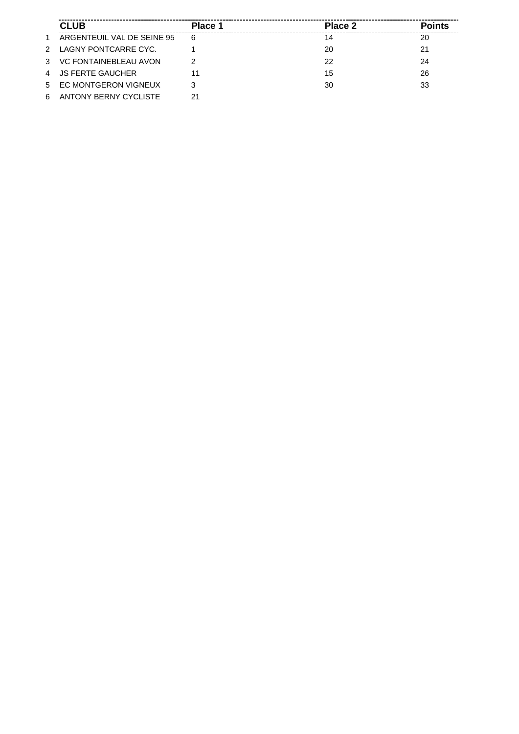| | CLUB | Place 1 | Place 2 | Points |
|---|---|---|---|---|
| 1 | ARGENTEUIL VAL DE SEINE 95 | 6 | 14 | 20 |
| 2 | LAGNY PONTCARRE CYC. | 1 | 20 | 21 |
| 3 | VC FONTAINEBLEAU AVON | 2 | 22 | 24 |
| 4 | JS FERTE GAUCHER | 11 | 15 | 26 |
| 5 | EC MONTGERON VIGNEUX | 3 | 30 | 33 |
| 6 | ANTONY BERNY CYCLISTE | 21 | | |